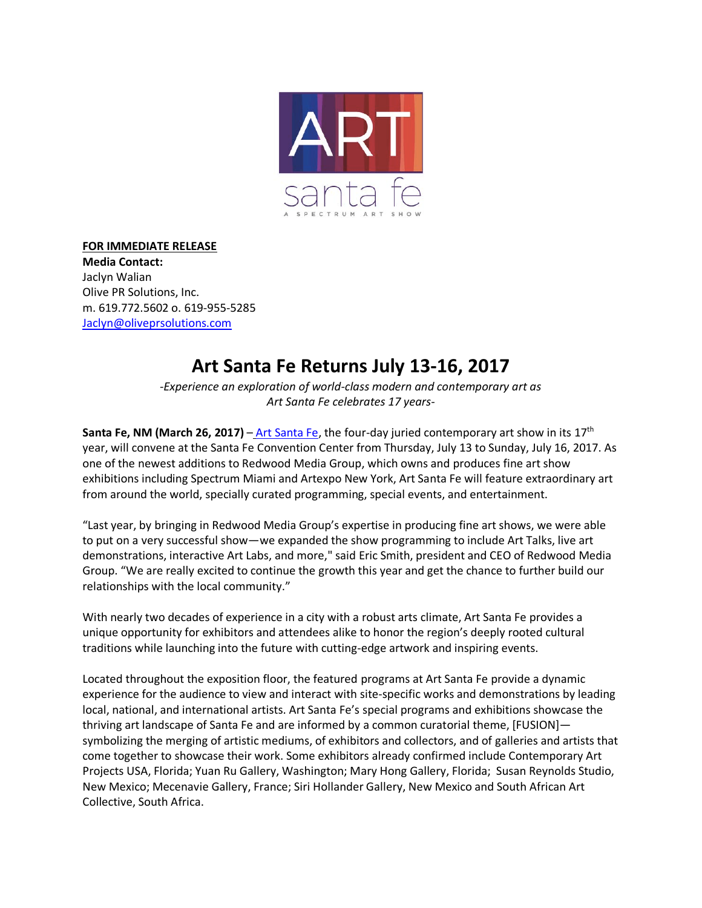**FOR IMMEDIATE RELEASE**
**Media Contact:**
Jaclyn Walian
Olive PR Solutions, Inc.
m. 619.772.5602 o. 619-955-5285
Jaclyn@oliveprsolutions.com

# Art Santa Fe Returns July 13-16, 2017

*-Experience an exploration of world-class modern and contemporary art as Art Santa Fe celebrates 17 years-*

**Santa Fe, NM (March 26, 2017)** – Art Santa Fe, the four-day juried contemporary art show in its 17th year, will convene at the Santa Fe Convention Center from Thursday, July 13 to Sunday, July 16, 2017. As one of the newest additions to Redwood Media Group, which owns and produces fine art show exhibitions including Spectrum Miami and Artexpo New York, Art Santa Fe will feature extraordinary art from around the world, specially curated programming, special events, and entertainment.

"Last year, by bringing in Redwood Media Group's expertise in producing fine art shows, we were able to put on a very successful show—we expanded the show programming to include Art Talks, live art demonstrations, interactive Art Labs, and more," said Eric Smith, president and CEO of Redwood Media Group. "We are really excited to continue the growth this year and get the chance to further build our relationships with the local community."

With nearly two decades of experience in a city with a robust arts climate, Art Santa Fe provides a unique opportunity for exhibitors and attendees alike to honor the region's deeply rooted cultural traditions while launching into the future with cutting-edge artwork and inspiring events.

Located throughout the exposition floor, the featured programs at Art Santa Fe provide a dynamic experience for the audience to view and interact with site-specific works and demonstrations by leading local, national, and international artists. Art Santa Fe's special programs and exhibitions showcase the thriving art landscape of Santa Fe and are informed by a common curatorial theme, [FUSION]—symbolizing the merging of artistic mediums, of exhibitors and collectors, and of galleries and artists that come together to showcase their work. Some exhibitors already confirmed include Contemporary Art Projects USA, Florida; Yuan Ru Gallery, Washington; Mary Hong Gallery, Florida; Susan Reynolds Studio, New Mexico; Mecenavie Gallery, France; Siri Hollander Gallery, New Mexico and South African Art Collective, South Africa.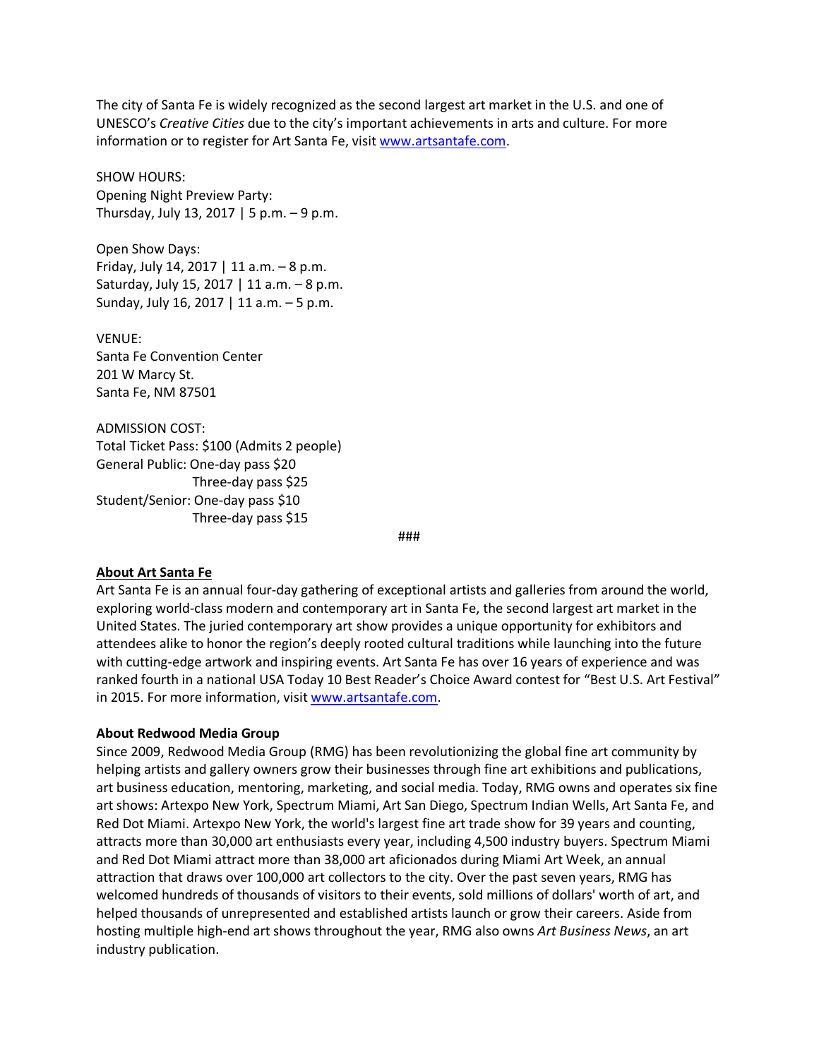The city of Santa Fe is widely recognized as the second largest art market in the U.S. and one of UNESCO's *Creative Cities* due to the city's important achievements in arts and culture. For more information or to register for Art Santa Fe, visit [www.artsantafe.com](www.artsantafe.com).

SHOW HOURS:
Opening Night Preview Party:
Thursday, July 13, 2017 | 5 p.m. – 9 p.m.

Open Show Days:
Friday, July 14, 2017 | 11 a.m. – 8 p.m.
Saturday, July 15, 2017 | 11 a.m. – 8 p.m.
Sunday, July 16, 2017 | 11 a.m. – 5 p.m.

VENUE:
Santa Fe Convention Center
201 W Marcy St.
Santa Fe, NM 87501

ADMISSION COST:
Total Ticket Pass: $100 (Admits 2 people)
General Public: One-day pass $20
Three-day pass $25
Student/Senior: One-day pass $10
Three-day pass $15

###

**About Art Santa Fe**

Art Santa Fe is an annual four-day gathering of exceptional artists and galleries from around the world, exploring world-class modern and contemporary art in Santa Fe, the second largest art market in the United States. The juried contemporary art show provides a unique opportunity for exhibitors and attendees alike to honor the region's deeply rooted cultural traditions while launching into the future with cutting-edge artwork and inspiring events. Art Santa Fe has over 16 years of experience and was ranked fourth in a national USA Today 10 Best Reader's Choice Award contest for "Best U.S. Art Festival" in 2015. For more information, visit [www.artsantafe.com](www.artsantafe.com).

**About Redwood Media Group**

Since 2009, Redwood Media Group (RMG) has been revolutionizing the global fine art community by helping artists and gallery owners grow their businesses through fine art exhibitions and publications, art business education, mentoring, marketing, and social media. Today, RMG owns and operates six fine art shows: Artexpo New York, Spectrum Miami, Art San Diego, Spectrum Indian Wells, Art Santa Fe, and Red Dot Miami. Artexpo New York, the world's largest fine art trade show for 39 years and counting, attracts more than 30,000 art enthusiasts every year, including 4,500 industry buyers. Spectrum Miami and Red Dot Miami attract more than 38,000 art aficionados during Miami Art Week, an annual attraction that draws over 100,000 art collectors to the city. Over the past seven years, RMG has welcomed hundreds of thousands of visitors to their events, sold millions of dollars' worth of art, and helped thousands of unrepresented and established artists launch or grow their careers. Aside from hosting multiple high-end art shows throughout the year, RMG also owns *Art Business News*, an art industry publication.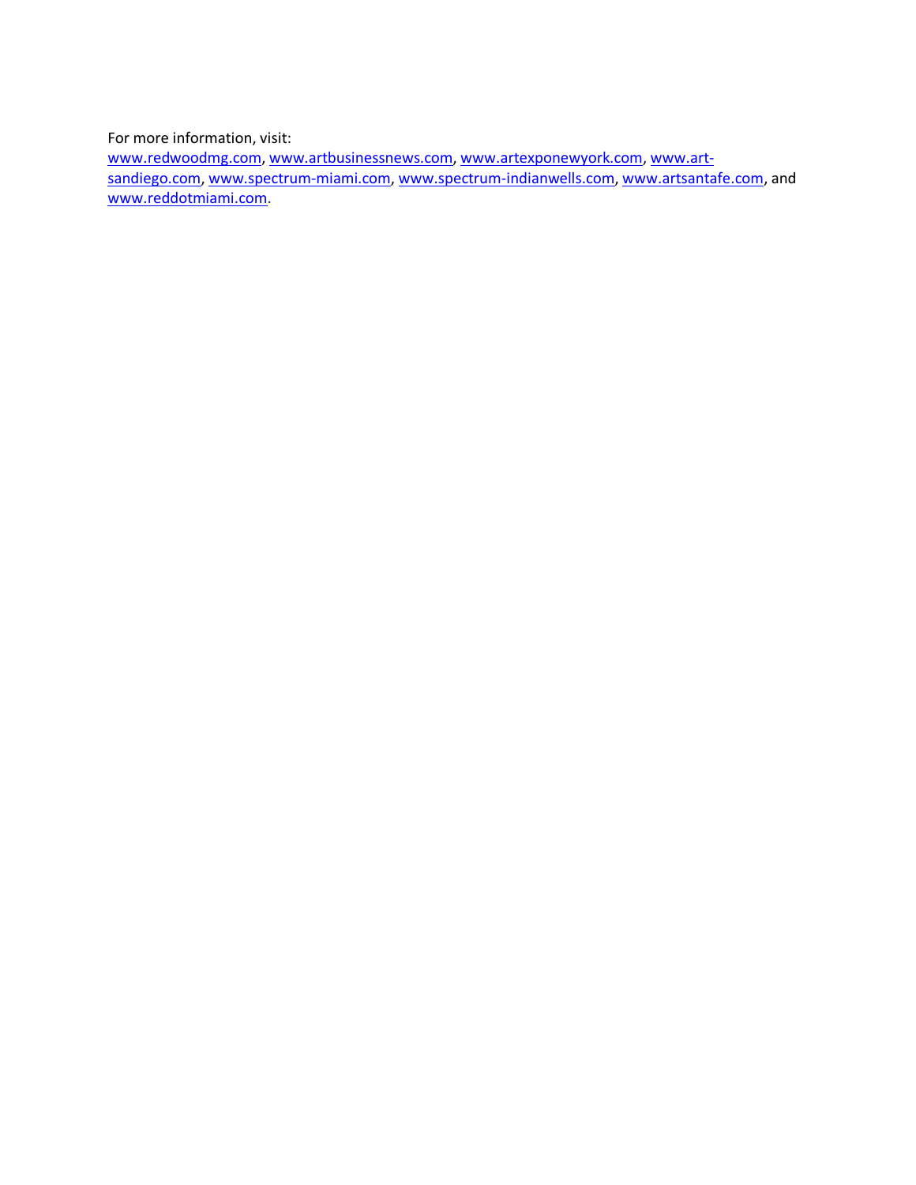For more information, visit:
www.redwoodmg.com, www.artbusinessnews.com, www.artexponewyork.com, www.art-sandiego.com, www.spectrum-miami.com, www.spectrum-indianwells.com, www.artsantafe.com, and www.reddotmiami.com.